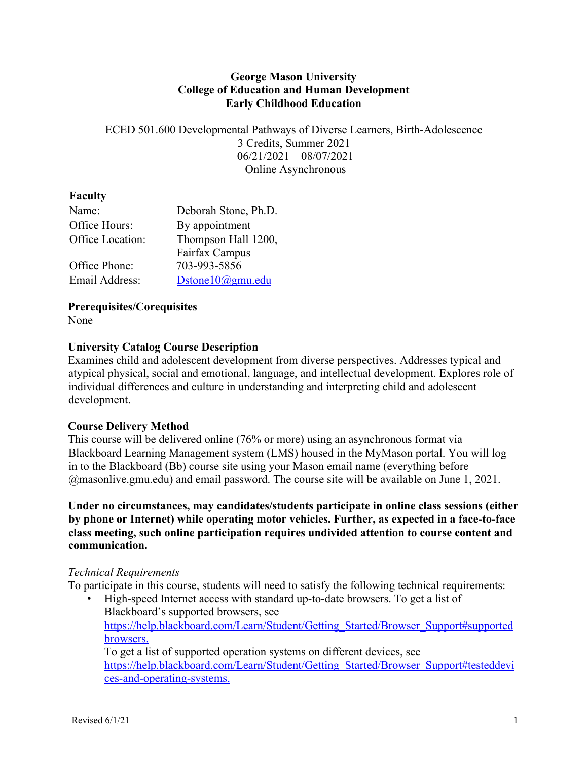**George Mason University**
**College of Education and Human Development**
**Early Childhood Education**

ECED 501.600 Developmental Pathways of Diverse Learners, Birth-Adolescence
3 Credits, Summer 2021
06/21/2021 – 08/07/2021
Online Asynchronous

## Faculty

| | |
|---|---|
| Name: | Deborah Stone, Ph.D. |
| Office Hours: | By appointment |
| Office Location: | Thompson Hall 1200, Fairfax Campus |
| Office Phone: | 703-993-5856 |
| Email Address: | Dstone10@gmu.edu |

## Prerequisites/Corequisites

None

## University Catalog Course Description

Examines child and adolescent development from diverse perspectives. Addresses typical and atypical physical, social and emotional, language, and intellectual development. Explores role of individual differences and culture in understanding and interpreting child and adolescent development.

## Course Delivery Method

This course will be delivered online (76% or more) using an asynchronous format via Blackboard Learning Management system (LMS) housed in the MyMason portal. You will log in to the Blackboard (Bb) course site using your Mason email name (everything before @masonlive.gmu.edu) and email password. The course site will be available on June 1, 2021.

**Under no circumstances, may candidates/students participate in online class sessions (either by phone or Internet) while operating motor vehicles. Further, as expected in a face-to-face class meeting, such online participation requires undivided attention to course content and communication.**

*Technical Requirements*

To participate in this course, students will need to satisfy the following technical requirements:

- High-speed Internet access with standard up-to-date browsers. To get a list of Blackboard's supported browsers, see https://help.blackboard.com/Learn/Student/Getting_Started/Browser_Support#supported browsers.
  To get a list of supported operation systems on different devices, see https://help.blackboard.com/Learn/Student/Getting_Started/Browser_Support#testeddevices-and-operating-systems.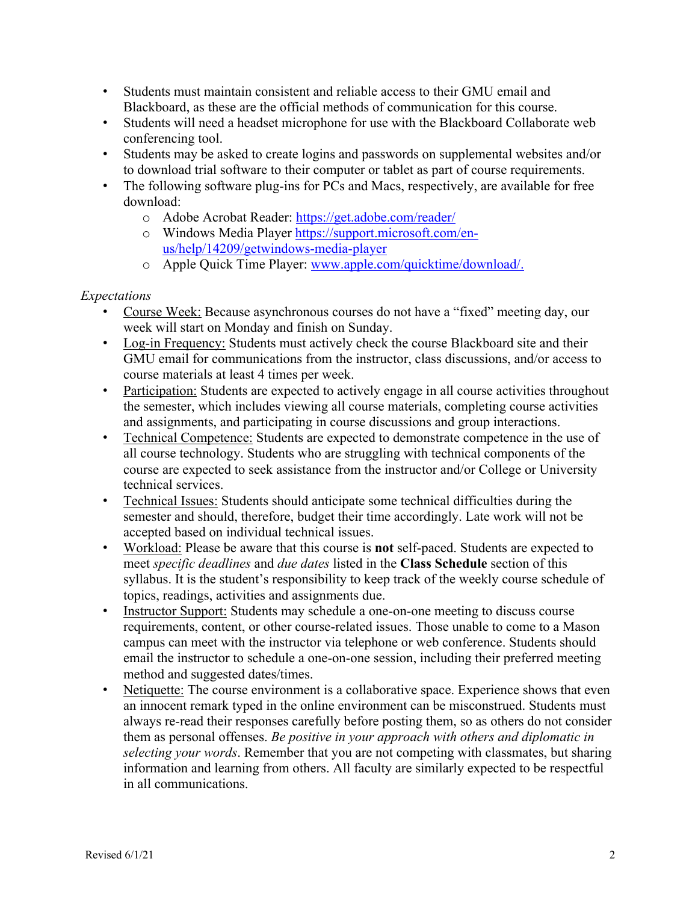- Students must maintain consistent and reliable access to their GMU email and Blackboard, as these are the official methods of communication for this course.
- Students will need a headset microphone for use with the Blackboard Collaborate web conferencing tool.
- Students may be asked to create logins and passwords on supplemental websites and/or to download trial software to their computer or tablet as part of course requirements.
- The following software plug-ins for PCs and Macs, respectively, are available for free download:
  - Adobe Acrobat Reader: https://get.adobe.com/reader/
  - Windows Media Player https://support.microsoft.com/en-us/help/14209/getwindows-media-player
  - Apple Quick Time Player: www.apple.com/quicktime/download/.

*Expectations*

- Course Week: Because asynchronous courses do not have a "fixed" meeting day, our week will start on Monday and finish on Sunday.
- Log-in Frequency: Students must actively check the course Blackboard site and their GMU email for communications from the instructor, class discussions, and/or access to course materials at least 4 times per week.
- Participation: Students are expected to actively engage in all course activities throughout the semester, which includes viewing all course materials, completing course activities and assignments, and participating in course discussions and group interactions.
- Technical Competence: Students are expected to demonstrate competence in the use of all course technology. Students who are struggling with technical components of the course are expected to seek assistance from the instructor and/or College or University technical services.
- Technical Issues: Students should anticipate some technical difficulties during the semester and should, therefore, budget their time accordingly. Late work will not be accepted based on individual technical issues.
- Workload: Please be aware that this course is **not** self-paced. Students are expected to meet *specific deadlines* and *due dates* listed in the **Class Schedule** section of this syllabus. It is the student's responsibility to keep track of the weekly course schedule of topics, readings, activities and assignments due.
- Instructor Support: Students may schedule a one-on-one meeting to discuss course requirements, content, or other course-related issues. Those unable to come to a Mason campus can meet with the instructor via telephone or web conference. Students should email the instructor to schedule a one-on-one session, including their preferred meeting method and suggested dates/times.
- Netiquette: The course environment is a collaborative space. Experience shows that even an innocent remark typed in the online environment can be misconstrued. Students must always re-read their responses carefully before posting them, so as others do not consider them as personal offenses. *Be positive in your approach with others and diplomatic in selecting your words*. Remember that you are not competing with classmates, but sharing information and learning from others. All faculty are similarly expected to be respectful in all communications.

Revised 6/1/21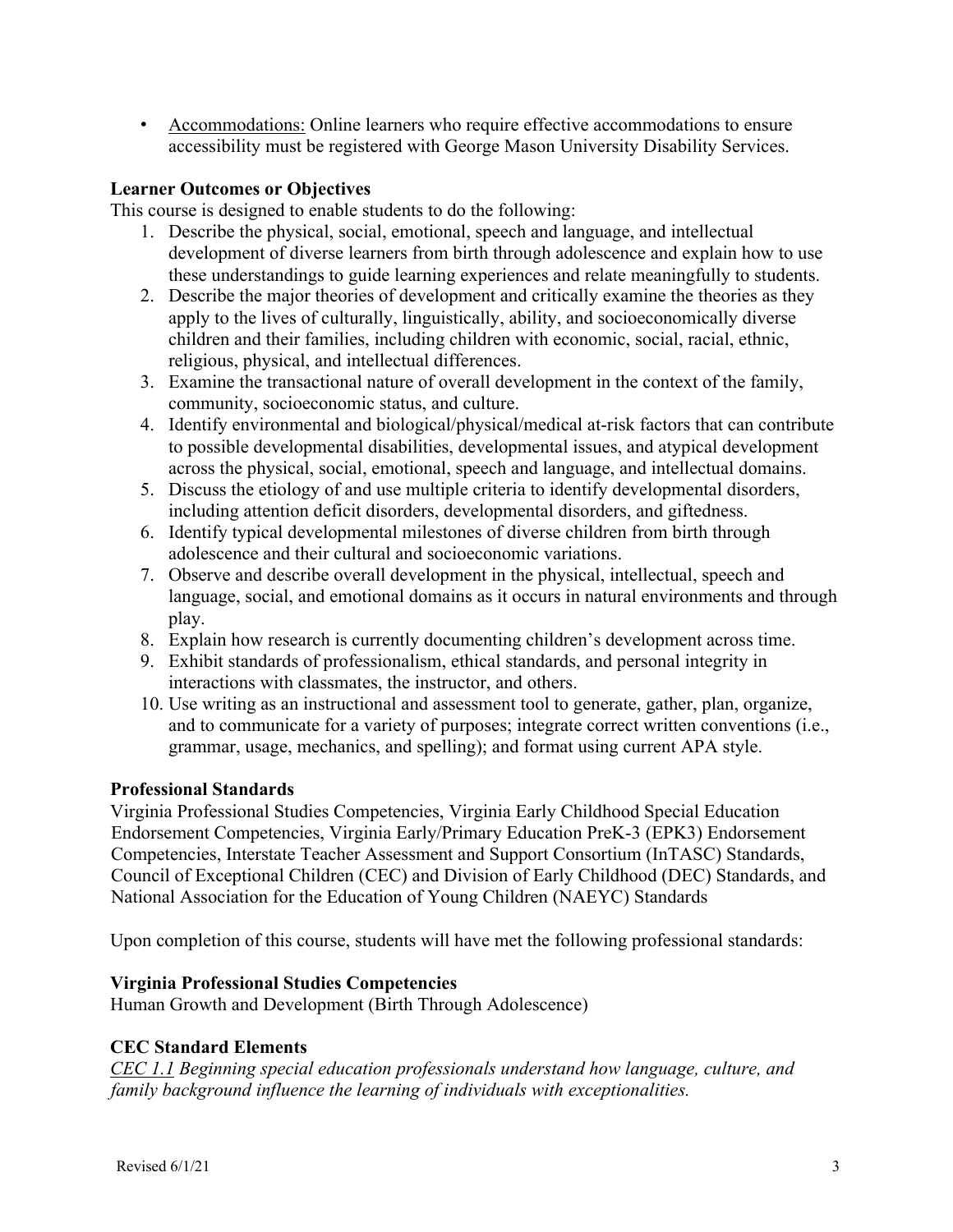- Accommodations: Online learners who require effective accommodations to ensure accessibility must be registered with George Mason University Disability Services.

**Learner Outcomes or Objectives**

This course is designed to enable students to do the following:

1. Describe the physical, social, emotional, speech and language, and intellectual development of diverse learners from birth through adolescence and explain how to use these understandings to guide learning experiences and relate meaningfully to students.
2. Describe the major theories of development and critically examine the theories as they apply to the lives of culturally, linguistically, ability, and socioeconomically diverse children and their families, including children with economic, social, racial, ethnic, religious, physical, and intellectual differences.
3. Examine the transactional nature of overall development in the context of the family, community, socioeconomic status, and culture.
4. Identify environmental and biological/physical/medical at-risk factors that can contribute to possible developmental disabilities, developmental issues, and atypical development across the physical, social, emotional, speech and language, and intellectual domains.
5. Discuss the etiology of and use multiple criteria to identify developmental disorders, including attention deficit disorders, developmental disorders, and giftedness.
6. Identify typical developmental milestones of diverse children from birth through adolescence and their cultural and socioeconomic variations.
7. Observe and describe overall development in the physical, intellectual, speech and language, social, and emotional domains as it occurs in natural environments and through play.
8. Explain how research is currently documenting children's development across time.
9. Exhibit standards of professionalism, ethical standards, and personal integrity in interactions with classmates, the instructor, and others.
10. Use writing as an instructional and assessment tool to generate, gather, plan, organize, and to communicate for a variety of purposes; integrate correct written conventions (i.e., grammar, usage, mechanics, and spelling); and format using current APA style.

**Professional Standards**

Virginia Professional Studies Competencies, Virginia Early Childhood Special Education Endorsement Competencies, Virginia Early/Primary Education PreK-3 (EPK3) Endorsement Competencies, Interstate Teacher Assessment and Support Consortium (InTASC) Standards, Council of Exceptional Children (CEC) and Division of Early Childhood (DEC) Standards, and National Association for the Education of Young Children (NAEYC) Standards

Upon completion of this course, students will have met the following professional standards:

**Virginia Professional Studies Competencies**

Human Growth and Development (Birth Through Adolescence)

**CEC Standard Elements**

*CEC 1.1 Beginning special education professionals understand how language, culture, and family background influence the learning of individuals with exceptionalities.*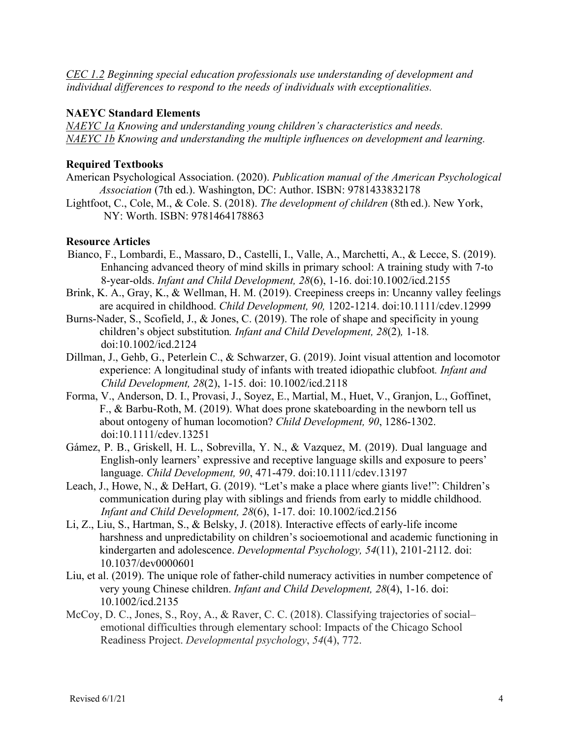*CEC 1.2 Beginning special education professionals use understanding of development and individual differences to respond to the needs of individuals with exceptionalities.*

**NAEYC Standard Elements**

*NAEYC 1a Knowing and understanding young children's characteristics and needs.*
*NAEYC 1b Knowing and understanding the multiple influences on development and learning.*

**Required Textbooks**

American Psychological Association. (2020). *Publication manual of the American Psychological Association* (7th ed.). Washington, DC: Author. ISBN: 9781433832178

Lightfoot, C., Cole, M., & Cole. S. (2018). *The development of children* (8th ed.). New York, NY: Worth. ISBN: 9781464178863

**Resource Articles**

Bianco, F., Lombardi, E., Massaro, D., Castelli, I., Valle, A., Marchetti, A., & Lecce, S. (2019). Enhancing advanced theory of mind skills in primary school: A training study with 7-to 8-year-olds. *Infant and Child Development, 28*(6), 1-16. doi:10.1002/icd.2155

Brink, K. A., Gray, K., & Wellman, H. M. (2019). Creepiness creeps in: Uncanny valley feelings are acquired in childhood. *Child Development, 90,* 1202-1214. doi:10.1111/cdev.12999

Burns-Nader, S., Scofield, J., & Jones, C. (2019). The role of shape and specificity in young children's object substitution*. Infant and Child Development, 28*(2)*,* 1-18*.* doi:10.1002/icd.2124

Dillman, J., Gehb, G., Peterlein C., & Schwarzer, G. (2019). Joint visual attention and locomotor experience: A longitudinal study of infants with treated idiopathic clubfoot*. Infant and Child Development, 28*(2), 1-15. doi: 10.1002/icd.2118

Forma, V., Anderson, D. I., Provasi, J., Soyez, E., Martial, M., Huet, V., Granjon, L., Goffinet, F., & Barbu-Roth, M. (2019). What does prone skateboarding in the newborn tell us about ontogeny of human locomotion? *Child Development, 90*, 1286-1302. doi:10.1111/cdev.13251

Gámez, P. B., Griskell, H. L., Sobrevilla, Y. N., & Vazquez, M. (2019). Dual language and English-only learners' expressive and receptive language skills and exposure to peers' language. *Child Development, 90*, 471-479. doi:10.1111/cdev.13197

Leach, J., Howe, N., & DeHart, G. (2019). "Let's make a place where giants live!": Children's communication during play with siblings and friends from early to middle childhood. *Infant and Child Development, 28*(6), 1-17. doi: 10.1002/icd.2156

Li, Z., Liu, S., Hartman, S., & Belsky, J. (2018). Interactive effects of early-life income harshness and unpredictability on children's socioemotional and academic functioning in kindergarten and adolescence. *Developmental Psychology, 54*(11), 2101-2112. doi: 10.1037/dev0000601

Liu, et al. (2019). The unique role of father-child numeracy activities in number competence of very young Chinese children. *Infant and Child Development, 28*(4), 1-16. doi: 10.1002/icd.2135

McCoy, D. C., Jones, S., Roy, A., & Raver, C. C. (2018). Classifying trajectories of social–emotional difficulties through elementary school: Impacts of the Chicago School Readiness Project. *Developmental psychology*, *54*(4), 772.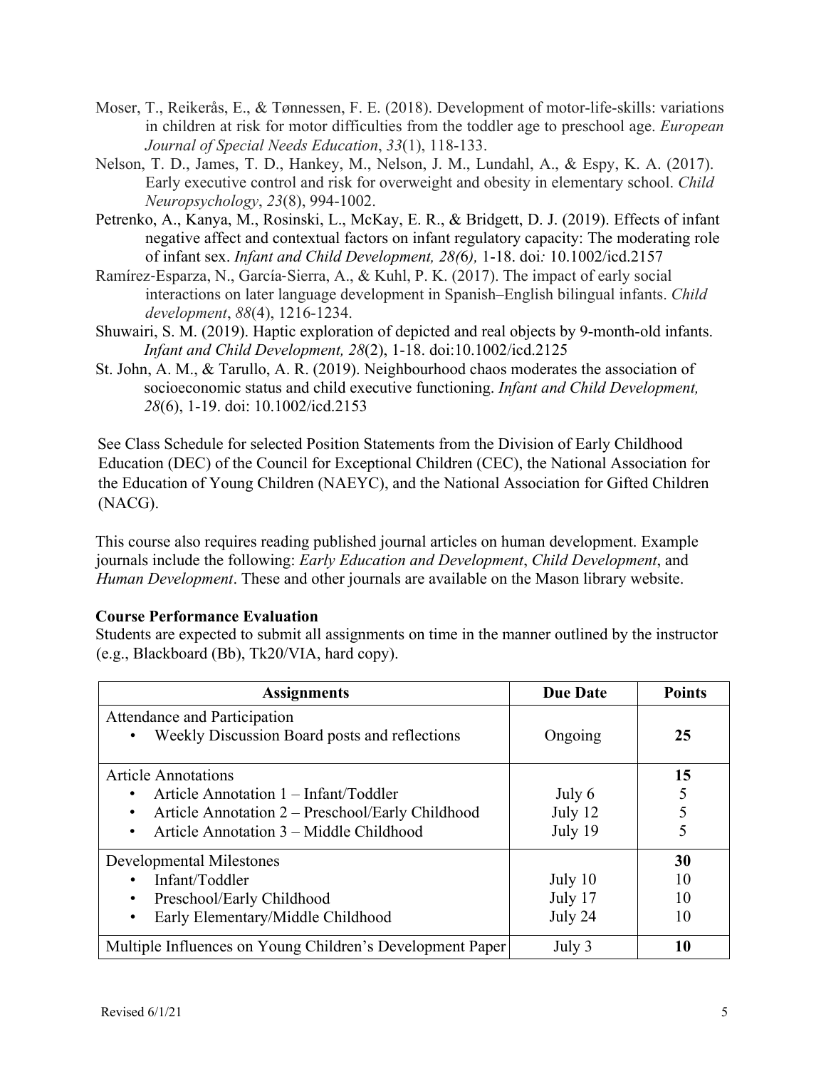Moser, T., Reikerås, E., & Tønnessen, F. E. (2018). Development of motor-life-skills: variations in children at risk for motor difficulties from the toddler age to preschool age. *European Journal of Special Needs Education*, *33*(1), 118-133.

Nelson, T. D., James, T. D., Hankey, M., Nelson, J. M., Lundahl, A., & Espy, K. A. (2017). Early executive control and risk for overweight and obesity in elementary school. *Child Neuropsychology*, *23*(8), 994-1002.

Petrenko, A., Kanya, M., Rosinski, L., McKay, E. R., & Bridgett, D. J. (2019). Effects of infant negative affect and contextual factors on infant regulatory capacity: The moderating role of infant sex. *Infant and Child Development, 28(*6*),* 1-18. doi*:* 10.1002/icd.2157

Ramírez‐Esparza, N., García‐Sierra, A., & Kuhl, P. K. (2017). The impact of early social interactions on later language development in Spanish–English bilingual infants. *Child development*, *88*(4), 1216-1234.

Shuwairi, S. M. (2019). Haptic exploration of depicted and real objects by 9-month-old infants. *Infant and Child Development, 28*(2), 1-18. doi:10.1002/icd.2125

St. John, A. M., & Tarullo, A. R. (2019). Neighbourhood chaos moderates the association of socioeconomic status and child executive functioning. *Infant and Child Development, 28*(6), 1-19. doi: 10.1002/icd.2153

See Class Schedule for selected Position Statements from the Division of Early Childhood Education (DEC) of the Council for Exceptional Children (CEC), the National Association for the Education of Young Children (NAEYC), and the National Association for Gifted Children (NACG).

This course also requires reading published journal articles on human development. Example journals include the following: *Early Education and Development*, *Child Development*, and *Human Development*. These and other journals are available on the Mason library website.

**Course Performance Evaluation**

Students are expected to submit all assignments on time in the manner outlined by the instructor (e.g., Blackboard (Bb), Tk20/VIA, hard copy).

| Assignments | Due Date | Points |
|---|---|---|
| Attendance and Participation<br>• Weekly Discussion Board posts and reflections | Ongoing | **25** |
| Article Annotations<br>• Article Annotation 1 – Infant/Toddler<br>• Article Annotation 2 – Preschool/Early Childhood<br>• Article Annotation 3 – Middle Childhood | <br>July 6<br>July 12<br>July 19 | **15**<br>5<br>5<br>5 |
| Developmental Milestones<br>• Infant/Toddler<br>• Preschool/Early Childhood<br>• Early Elementary/Middle Childhood | <br>July 10<br>July 17<br>July 24 | **30**<br>10<br>10<br>10 |
| Multiple Influences on Young Children's Development Paper | July 3 | **10** |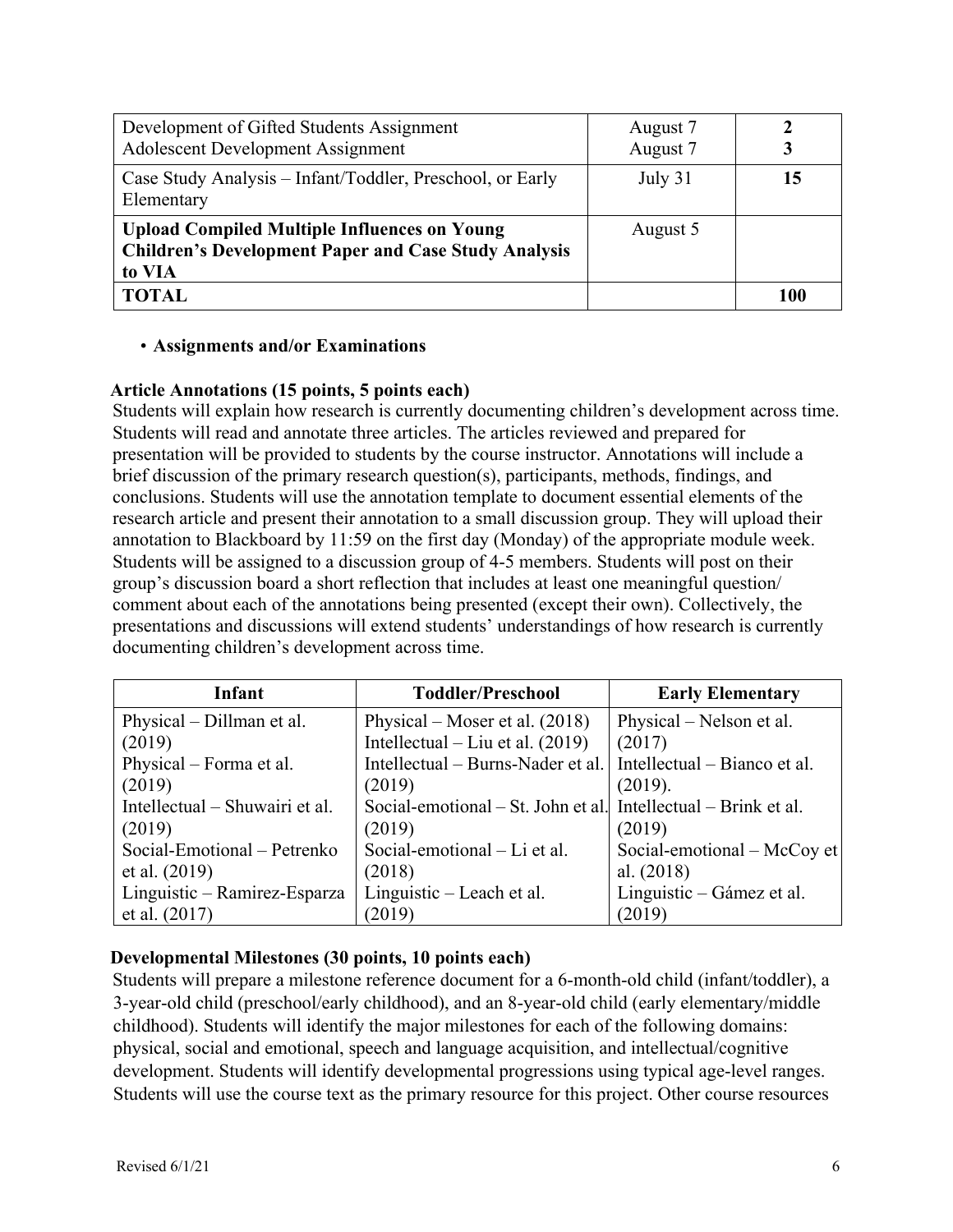| | | |
|---|---|---|
| Development of Gifted Students Assignment<br>Adolescent Development Assignment | August 7<br>August 7 | **2**<br>**3** |
| Case Study Analysis – Infant/Toddler, Preschool, or Early Elementary | July 31 | **15** |
| **Upload Compiled Multiple Influences on Young Children's Development Paper and Case Study Analysis to VIA** | August 5 | |
| **TOTAL** | | **100** |

- **Assignments and/or Examinations**

**Article Annotations (15 points, 5 points each)**

Students will explain how research is currently documenting children's development across time. Students will read and annotate three articles. The articles reviewed and prepared for presentation will be provided to students by the course instructor. Annotations will include a brief discussion of the primary research question(s), participants, methods, findings, and conclusions. Students will use the annotation template to document essential elements of the research article and present their annotation to a small discussion group. They will upload their annotation to Blackboard by 11:59 on the first day (Monday) of the appropriate module week. Students will be assigned to a discussion group of 4-5 members. Students will post on their group's discussion board a short reflection that includes at least one meaningful question/ comment about each of the annotations being presented (except their own). Collectively, the presentations and discussions will extend students' understandings of how research is currently documenting children's development across time.

| Infant | Toddler/Preschool | Early Elementary |
|---|---|---|
| Physical – Dillman et al. (2019)<br>Physical – Forma et al. (2019)<br>Intellectual – Shuwairi et al. (2019)<br>Social-Emotional – Petrenko et al. (2019)<br>Linguistic – Ramirez-Esparza et al. (2017) | Physical – Moser et al. (2018)<br>Intellectual – Liu et al. (2019)<br>Intellectual – Burns-Nader et al. (2019)<br>Social-emotional – St. John et al. (2019)<br>Social-emotional – Li et al. (2018)<br>Linguistic – Leach et al. (2019) | Physical – Nelson et al. (2017)<br>Intellectual – Bianco et al. (2019).<br>Intellectual – Brink et al. (2019)<br>Social-emotional – McCoy et al. (2018)<br>Linguistic – Gámez et al. (2019) |

**Developmental Milestones (30 points, 10 points each)**

Students will prepare a milestone reference document for a 6-month-old child (infant/toddler), a 3-year-old child (preschool/early childhood), and an 8-year-old child (early elementary/middle childhood). Students will identify the major milestones for each of the following domains: physical, social and emotional, speech and language acquisition, and intellectual/cognitive development. Students will identify developmental progressions using typical age-level ranges. Students will use the course text as the primary resource for this project. Other course resources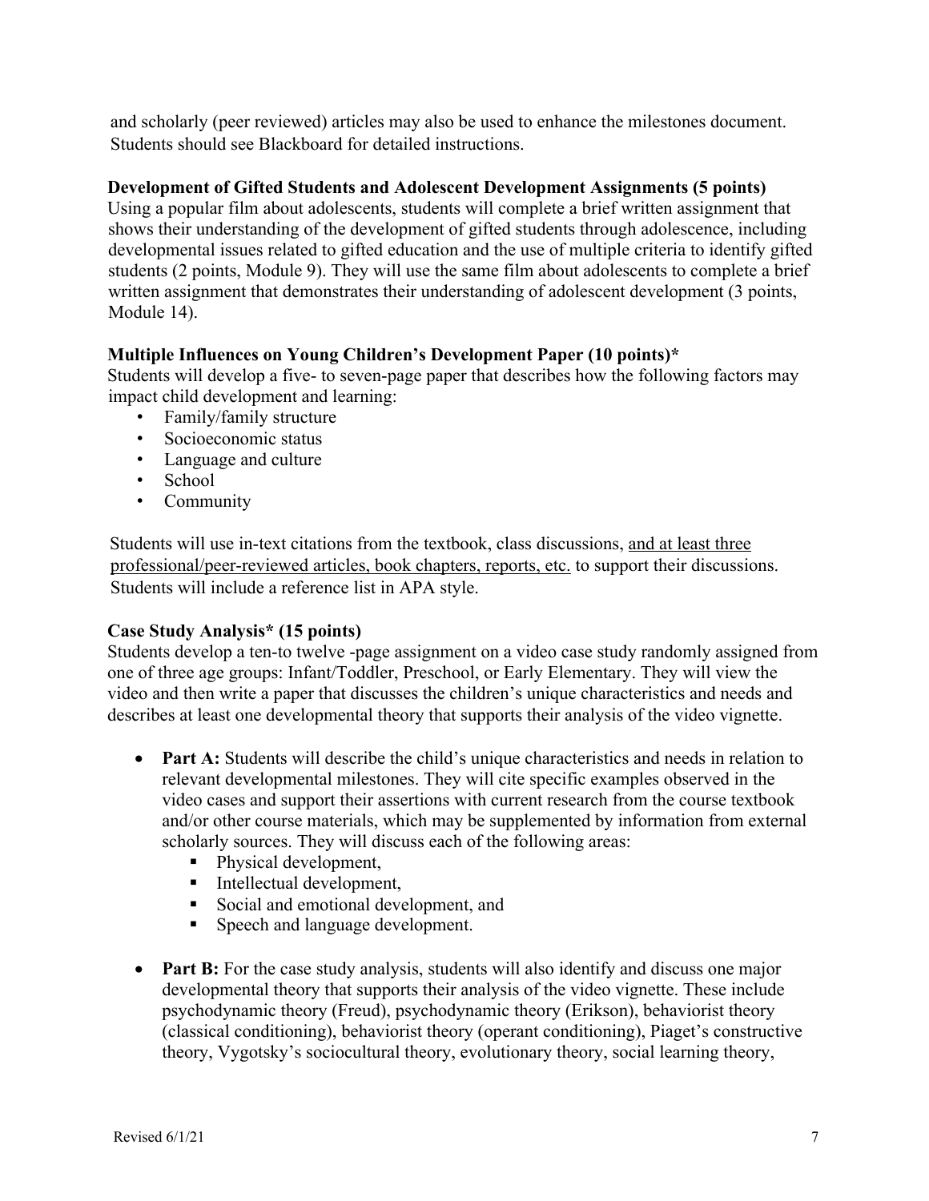and scholarly (peer reviewed) articles may also be used to enhance the milestones document. Students should see Blackboard for detailed instructions.

**Development of Gifted Students and Adolescent Development Assignments (5 points)**
Using a popular film about adolescents, students will complete a brief written assignment that shows their understanding of the development of gifted students through adolescence, including developmental issues related to gifted education and the use of multiple criteria to identify gifted students (2 points, Module 9). They will use the same film about adolescents to complete a brief written assignment that demonstrates their understanding of adolescent development (3 points, Module 14).

**Multiple Influences on Young Children's Development Paper (10 points)***
Students will develop a five- to seven-page paper that describes how the following factors may impact child development and learning:

- Family/family structure
- Socioeconomic status
- Language and culture
- School
- Community

Students will use in-text citations from the textbook, class discussions, <u>and at least three professional/peer-reviewed articles, book chapters, reports, etc.</u> to support their discussions. Students will include a reference list in APA style.

**Case Study Analysis* (15 points)**
Students develop a ten-to twelve -page assignment on a video case study randomly assigned from one of three age groups: Infant/Toddler, Preschool, or Early Elementary. They will view the video and then write a paper that discusses the children's unique characteristics and needs and describes at least one developmental theory that supports their analysis of the video vignette.

- **Part A:** Students will describe the child's unique characteristics and needs in relation to relevant developmental milestones. They will cite specific examples observed in the video cases and support their assertions with current research from the course textbook and/or other course materials, which may be supplemented by information from external scholarly sources. They will discuss each of the following areas:
  - Physical development,
  - Intellectual development,
  - Social and emotional development, and
  - Speech and language development.

- **Part B:** For the case study analysis, students will also identify and discuss one major developmental theory that supports their analysis of the video vignette. These include psychodynamic theory (Freud), psychodynamic theory (Erikson), behaviorist theory (classical conditioning), behaviorist theory (operant conditioning), Piaget's constructive theory, Vygotsky's sociocultural theory, evolutionary theory, social learning theory,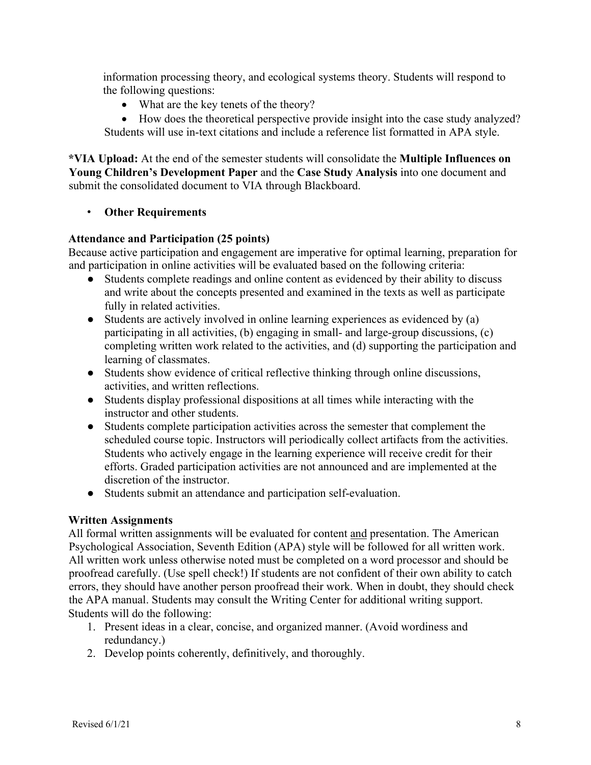information processing theory, and ecological systems theory. Students will respond to the following questions:

- What are the key tenets of the theory?
- How does the theoretical perspective provide insight into the case study analyzed?

Students will use in-text citations and include a reference list formatted in APA style.

***VIA Upload:** At the end of the semester students will consolidate the **Multiple Influences on Young Children's Development Paper** and the **Case Study Analysis** into one document and submit the consolidated document to VIA through Blackboard.

- **Other Requirements**

**Attendance and Participation (25 points)**

Because active participation and engagement are imperative for optimal learning, preparation for and participation in online activities will be evaluated based on the following criteria:

- Students complete readings and online content as evidenced by their ability to discuss and write about the concepts presented and examined in the texts as well as participate fully in related activities.
- Students are actively involved in online learning experiences as evidenced by (a) participating in all activities, (b) engaging in small- and large-group discussions, (c) completing written work related to the activities, and (d) supporting the participation and learning of classmates.
- Students show evidence of critical reflective thinking through online discussions, activities, and written reflections.
- Students display professional dispositions at all times while interacting with the instructor and other students.
- Students complete participation activities across the semester that complement the scheduled course topic. Instructors will periodically collect artifacts from the activities. Students who actively engage in the learning experience will receive credit for their efforts. Graded participation activities are not announced and are implemented at the discretion of the instructor.
- Students submit an attendance and participation self-evaluation.

**Written Assignments**

All formal written assignments will be evaluated for content and presentation. The American Psychological Association, Seventh Edition (APA) style will be followed for all written work. All written work unless otherwise noted must be completed on a word processor and should be proofread carefully. (Use spell check!) If students are not confident of their own ability to catch errors, they should have another person proofread their work. When in doubt, they should check the APA manual. Students may consult the Writing Center for additional writing support. Students will do the following:

1. Present ideas in a clear, concise, and organized manner. (Avoid wordiness and redundancy.)
2. Develop points coherently, definitively, and thoroughly.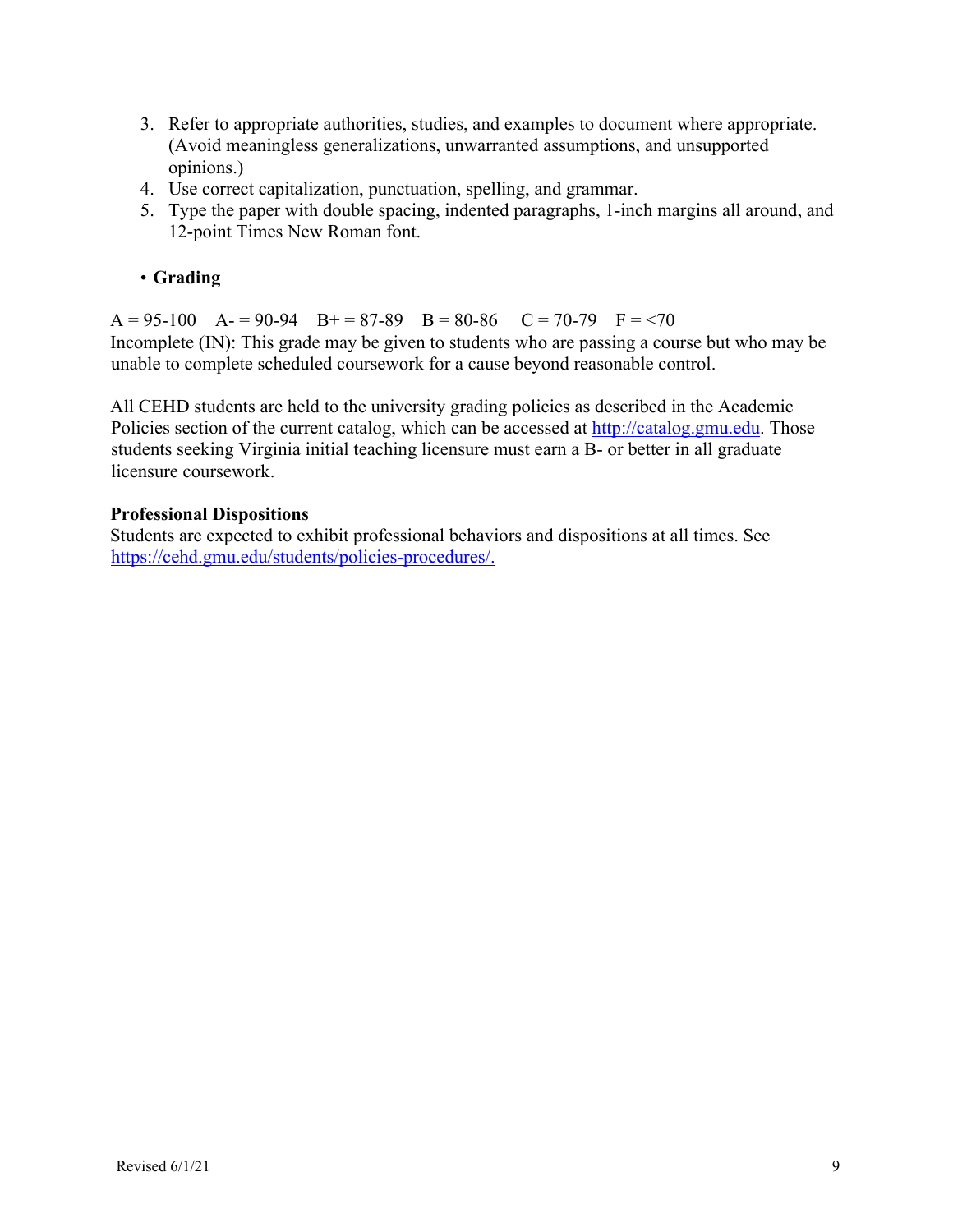3. Refer to appropriate authorities, studies, and examples to document where appropriate. (Avoid meaningless generalizations, unwarranted assumptions, and unsupported opinions.)
4. Use correct capitalization, punctuation, spelling, and grammar.
5. Type the paper with double spacing, indented paragraphs, 1-inch margins all around, and 12-point Times New Roman font.

- **Grading**

A = 95-100 A- = 90-94 B+ = 87-89 B = 80-86 C = 70-79 F = <70
Incomplete (IN): This grade may be given to students who are passing a course but who may be unable to complete scheduled coursework for a cause beyond reasonable control.

All CEHD students are held to the university grading policies as described in the Academic Policies section of the current catalog, which can be accessed at http://catalog.gmu.edu. Those students seeking Virginia initial teaching licensure must earn a B- or better in all graduate licensure coursework.

**Professional Dispositions**
Students are expected to exhibit professional behaviors and dispositions at all times. See https://cehd.gmu.edu/students/policies-procedures/.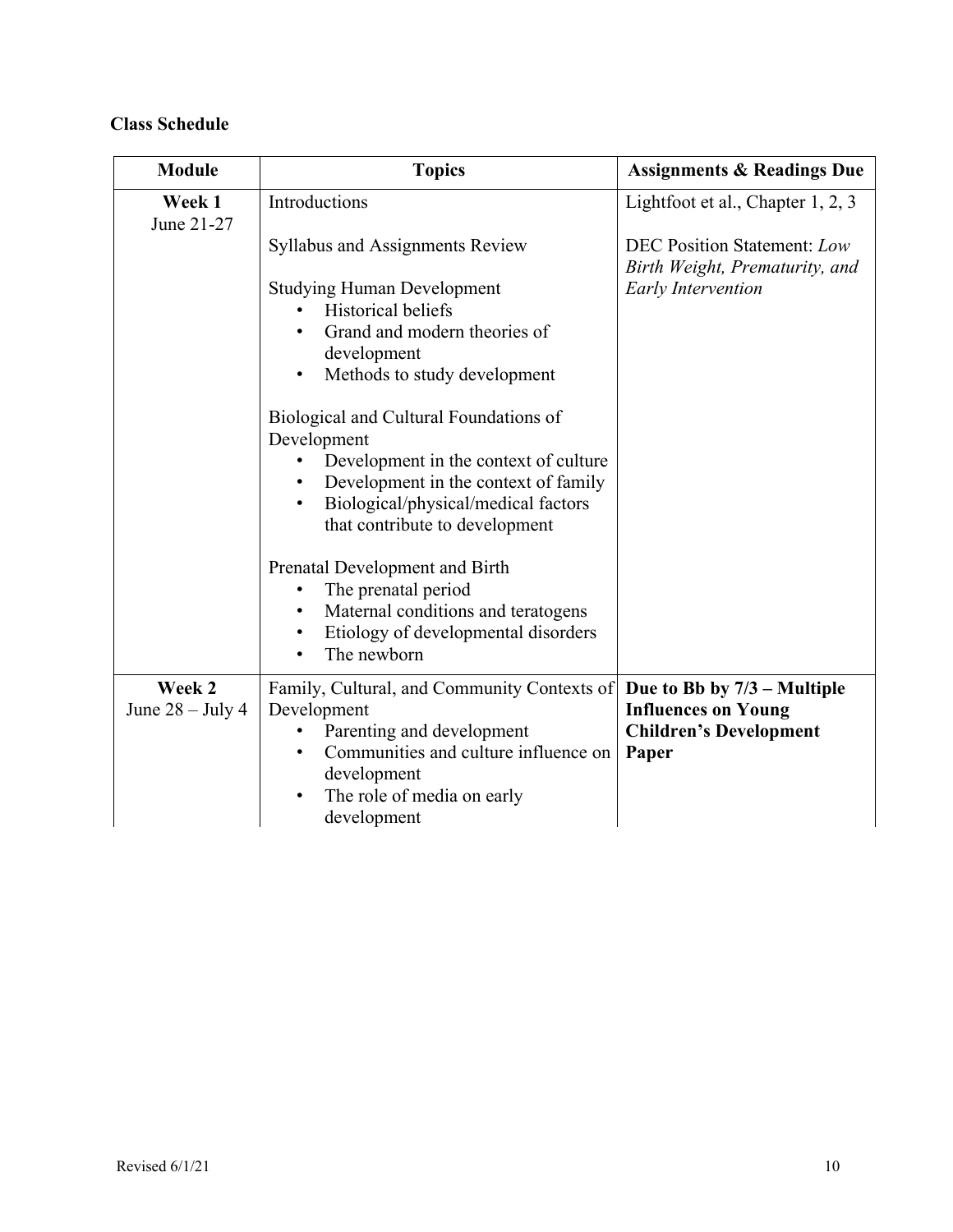**Class Schedule**

| Module | Topics | Assignments & Readings Due |
|---|---|---|
| **Week 1**<br>June 21-27 | Introductions<br><br>Syllabus and Assignments Review<br><br>Studying Human Development<br>• Historical beliefs<br>• Grand and modern theories of development<br>• Methods to study development<br><br>Biological and Cultural Foundations of Development<br>• Development in the context of culture<br>• Development in the context of family<br>• Biological/physical/medical factors that contribute to development<br><br>Prenatal Development and Birth<br>• The prenatal period<br>• Maternal conditions and teratogens<br>• Etiology of developmental disorders<br>• The newborn | Lightfoot et al., Chapter 1, 2, 3<br><br>DEC Position Statement: *Low Birth Weight, Prematurity, and Early Intervention* |
| **Week 2**<br>June 28 – July 4 | Family, Cultural, and Community Contexts of Development<br>• Parenting and development<br>• Communities and culture influence on development<br>• The role of media on early development | **Due to Bb by 7/3 – Multiple Influences on Young Children's Development Paper** |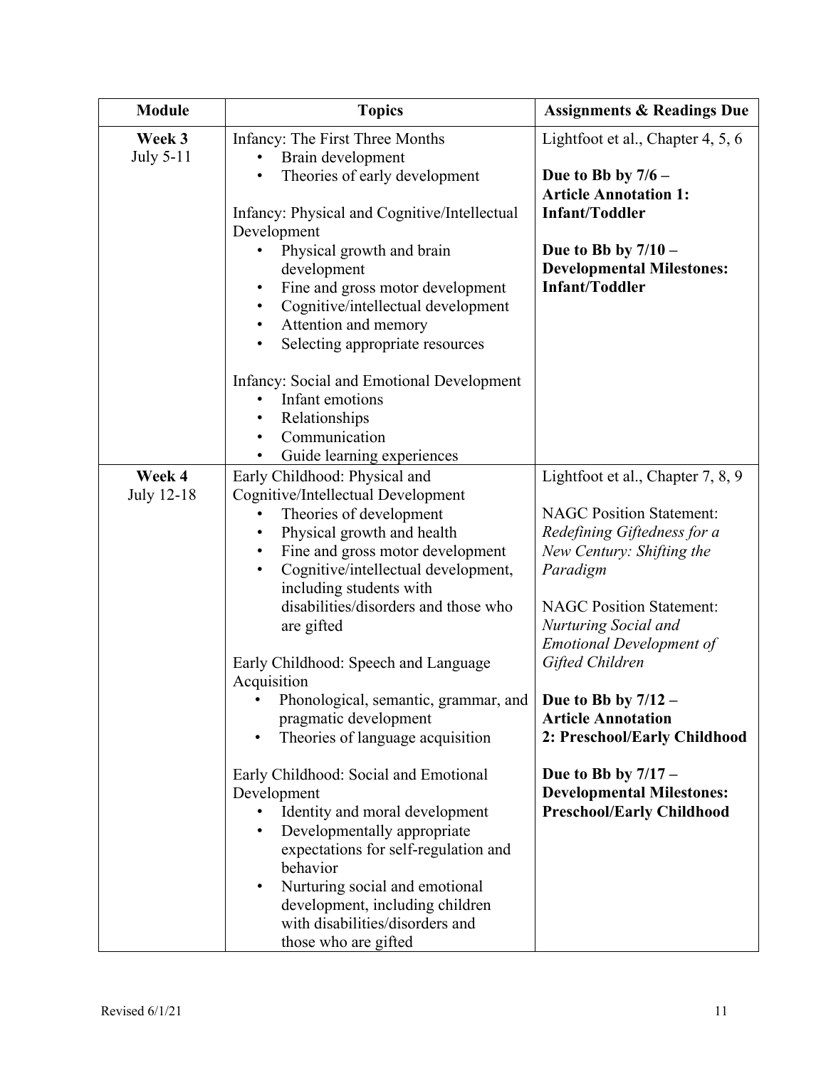| Module | Topics | Assignments & Readings Due |
|---|---|---|
| **Week 3** July 5-11 | Infancy: The First Three Months<br>• Brain development<br>• Theories of early development<br><br>Infancy: Physical and Cognitive/Intellectual Development<br>• Physical growth and brain development<br>• Fine and gross motor development<br>• Cognitive/intellectual development<br>• Attention and memory<br>• Selecting appropriate resources<br><br>Infancy: Social and Emotional Development<br>• Infant emotions<br>• Relationships<br>• Communication<br>• Guide learning experiences | Lightfoot et al., Chapter 4, 5, 6<br><br>**Due to Bb by 7/6 – Article Annotation 1: Infant/Toddler**<br><br>**Due to Bb by 7/10 – Developmental Milestones: Infant/Toddler** |
| **Week 4** July 12-18 | Early Childhood: Physical and Cognitive/Intellectual Development<br>• Theories of development<br>• Physical growth and health<br>• Fine and gross motor development<br>• Cognitive/intellectual development, including students with disabilities/disorders and those who are gifted<br><br>Early Childhood: Speech and Language Acquisition<br>• Phonological, semantic, grammar, and pragmatic development<br>• Theories of language acquisition<br><br>Early Childhood: Social and Emotional Development<br>• Identity and moral development<br>• Developmentally appropriate expectations for self-regulation and behavior<br>• Nurturing social and emotional development, including children with disabilities/disorders and those who are gifted | Lightfoot et al., Chapter 7, 8, 9<br><br>NAGC Position Statement: *Redefining Giftedness for a New Century: Shifting the Paradigm*<br><br>NAGC Position Statement: *Nurturing Social and Emotional Development of Gifted Children*<br><br>**Due to Bb by 7/12 – Article Annotation 2: Preschool/Early Childhood**<br><br>**Due to Bb by 7/17 – Developmental Milestones: Preschool/Early Childhood** |

Revised 6/1/21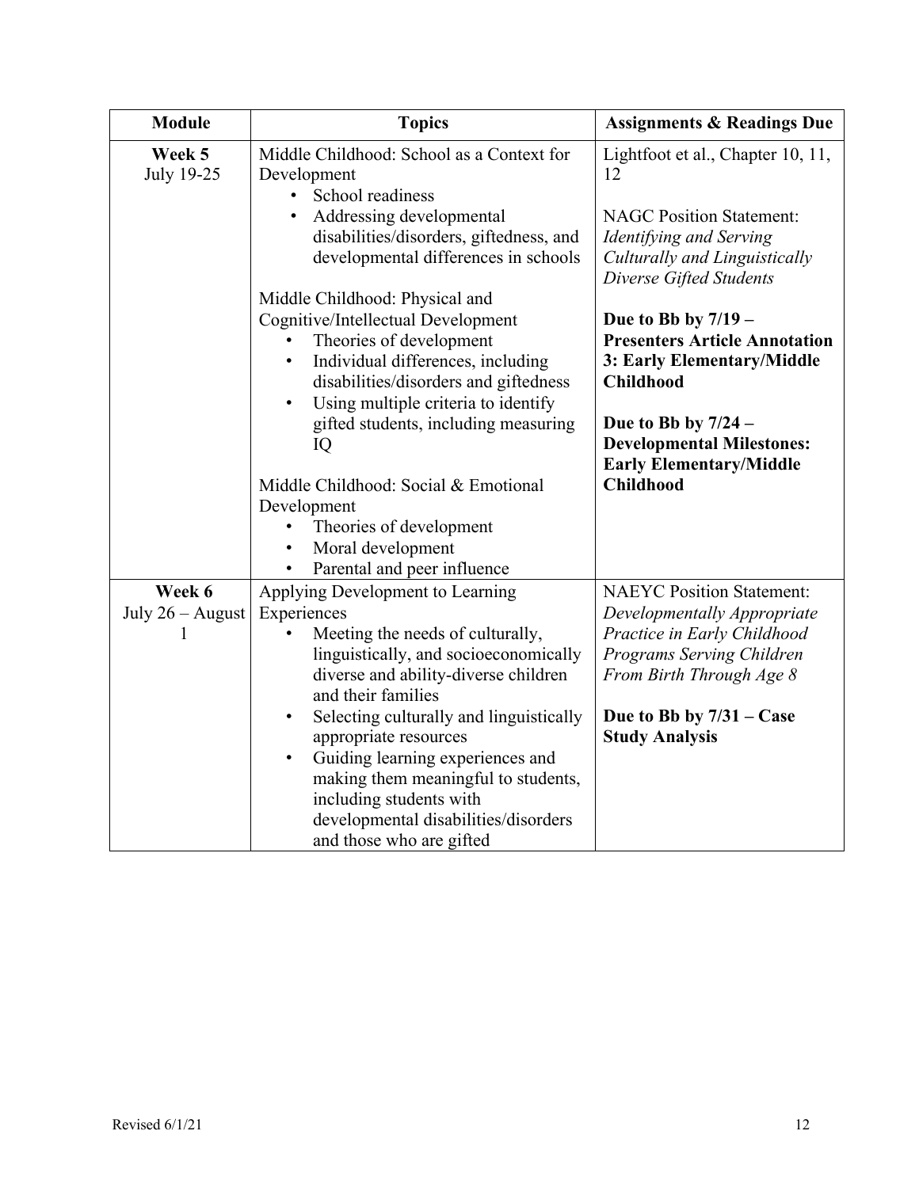| Module | Topics | Assignments & Readings Due |
|---|---|---|
| **Week 5**<br>July 19-25 | Middle Childhood: School as a Context for Development<br>• School readiness<br>• Addressing developmental disabilities/disorders, giftedness, and developmental differences in schools<br><br>Middle Childhood: Physical and Cognitive/Intellectual Development<br>• Theories of development<br>• Individual differences, including disabilities/disorders and giftedness<br>• Using multiple criteria to identify gifted students, including measuring IQ<br><br>Middle Childhood: Social & Emotional Development<br>• Theories of development<br>• Moral development<br>• Parental and peer influence | Lightfoot et al., Chapter 10, 11, 12<br><br>NAGC Position Statement: *Identifying and Serving Culturally and Linguistically Diverse Gifted Students*<br><br>**Due to Bb by 7/19 – Presenters Article Annotation 3: Early Elementary/Middle Childhood**<br><br>**Due to Bb by 7/24 – Developmental Milestones: Early Elementary/Middle Childhood** |
| **Week 6**<br>July 26 – August 1 | Applying Development to Learning Experiences<br>• Meeting the needs of culturally, linguistically, and socioeconomically diverse and ability-diverse children and their families<br>• Selecting culturally and linguistically appropriate resources<br>• Guiding learning experiences and making them meaningful to students, including students with developmental disabilities/disorders and those who are gifted | NAEYC Position Statement: *Developmentally Appropriate Practice in Early Childhood Programs Serving Children From Birth Through Age 8*<br><br>**Due to Bb by 7/31 – Case Study Analysis** |

Revised 6/1/21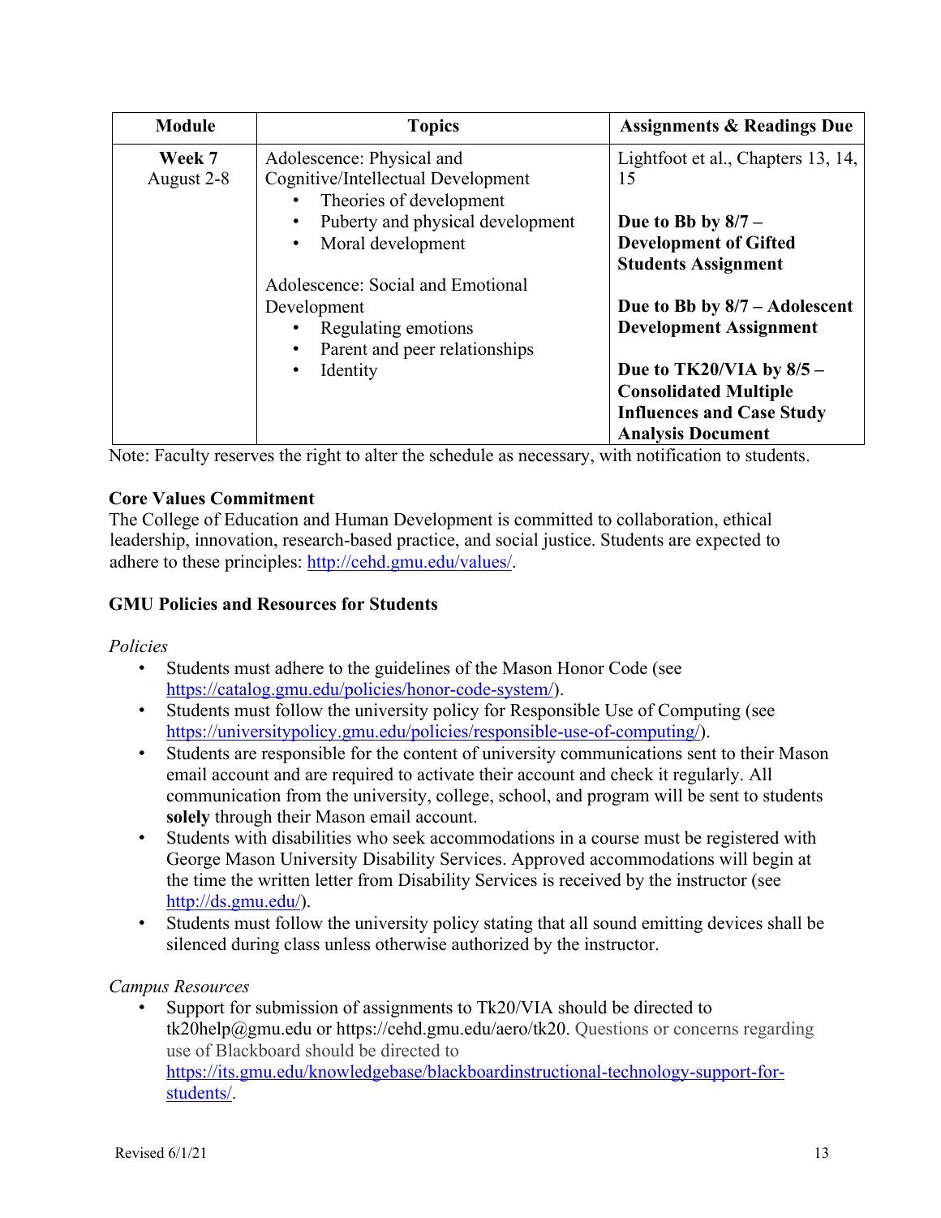| Module | Topics | Assignments & Readings Due |
|---|---|---|
| **Week 7** August 2-8 | Adolescence: Physical and Cognitive/Intellectual Development<br>• Theories of development<br>• Puberty and physical development<br>• Moral development<br><br>Adolescence: Social and Emotional Development<br>• Regulating emotions<br>• Parent and peer relationships<br>• Identity | Lightfoot et al., Chapters 13, 14, 15<br><br>**Due to Bb by 8/7 – Development of Gifted Students Assignment**<br><br>**Due to Bb by 8/7 – Adolescent Development Assignment**<br><br>**Due to TK20/VIA by 8/5 – Consolidated Multiple Influences and Case Study Analysis Document** |

Note: Faculty reserves the right to alter the schedule as necessary, with notification to students.

**Core Values Commitment**

The College of Education and Human Development is committed to collaboration, ethical leadership, innovation, research-based practice, and social justice. Students are expected to adhere to these principles: http://cehd.gmu.edu/values/.

**GMU Policies and Resources for Students**

*Policies*

- Students must adhere to the guidelines of the Mason Honor Code (see https://catalog.gmu.edu/policies/honor-code-system/).
- Students must follow the university policy for Responsible Use of Computing (see https://universitypolicy.gmu.edu/policies/responsible-use-of-computing/).
- Students are responsible for the content of university communications sent to their Mason email account and are required to activate their account and check it regularly. All communication from the university, college, school, and program will be sent to students **solely** through their Mason email account.
- Students with disabilities who seek accommodations in a course must be registered with George Mason University Disability Services. Approved accommodations will begin at the time the written letter from Disability Services is received by the instructor (see http://ds.gmu.edu/).
- Students must follow the university policy stating that all sound emitting devices shall be silenced during class unless otherwise authorized by the instructor.

*Campus Resources*

- Support for submission of assignments to Tk20/VIA should be directed to tk20help@gmu.edu or https://cehd.gmu.edu/aero/tk20. Questions or concerns regarding use of Blackboard should be directed to https://its.gmu.edu/knowledgebase/blackboardinstructional-technology-support-for-students/.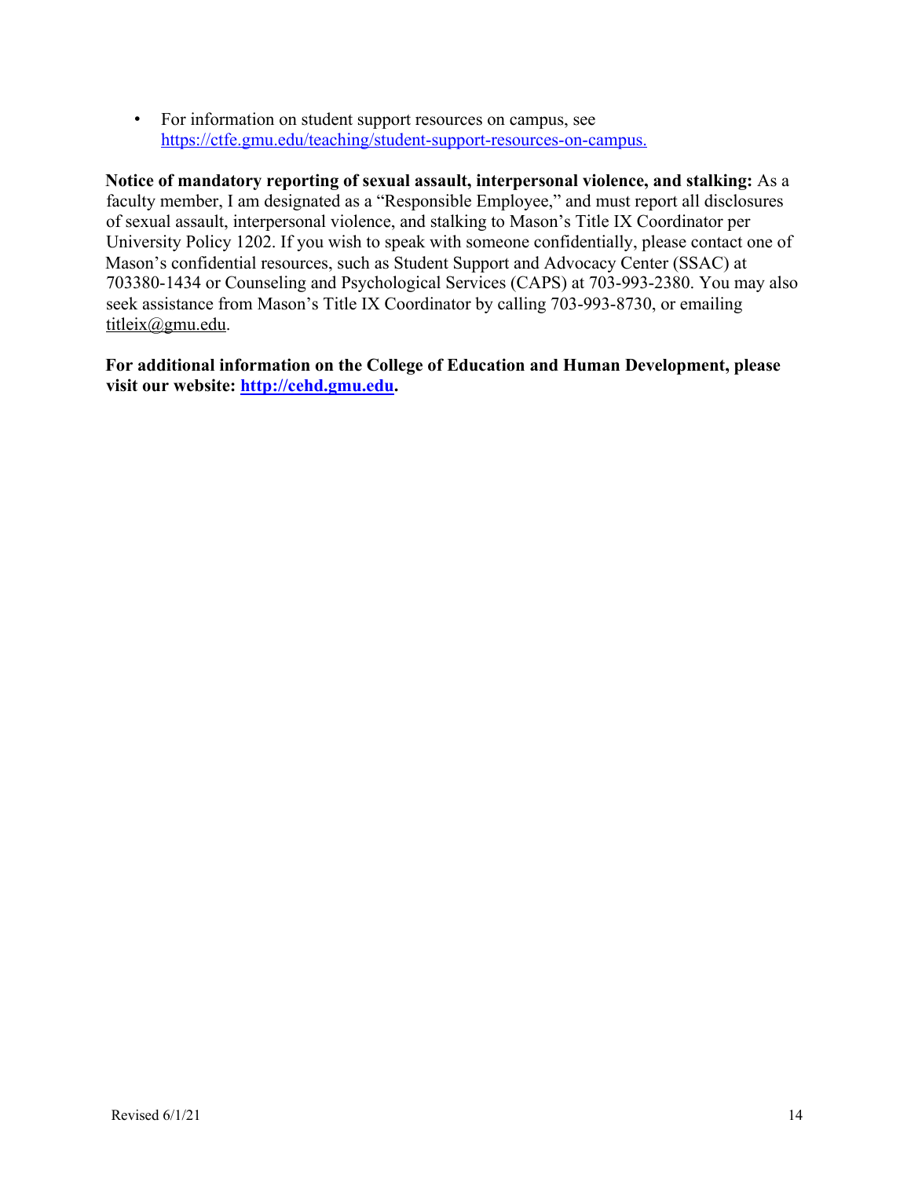- For information on student support resources on campus, see https://ctfe.gmu.edu/teaching/student-support-resources-on-campus.

**Notice of mandatory reporting of sexual assault, interpersonal violence, and stalking:** As a faculty member, I am designated as a "Responsible Employee," and must report all disclosures of sexual assault, interpersonal violence, and stalking to Mason's Title IX Coordinator per University Policy 1202. If you wish to speak with someone confidentially, please contact one of Mason's confidential resources, such as Student Support and Advocacy Center (SSAC) at 703380-1434 or Counseling and Psychological Services (CAPS) at 703-993-2380. You may also seek assistance from Mason's Title IX Coordinator by calling 703-993-8730, or emailing titleix@gmu.edu.

**For additional information on the College of Education and Human Development, please visit our website: http://cehd.gmu.edu.**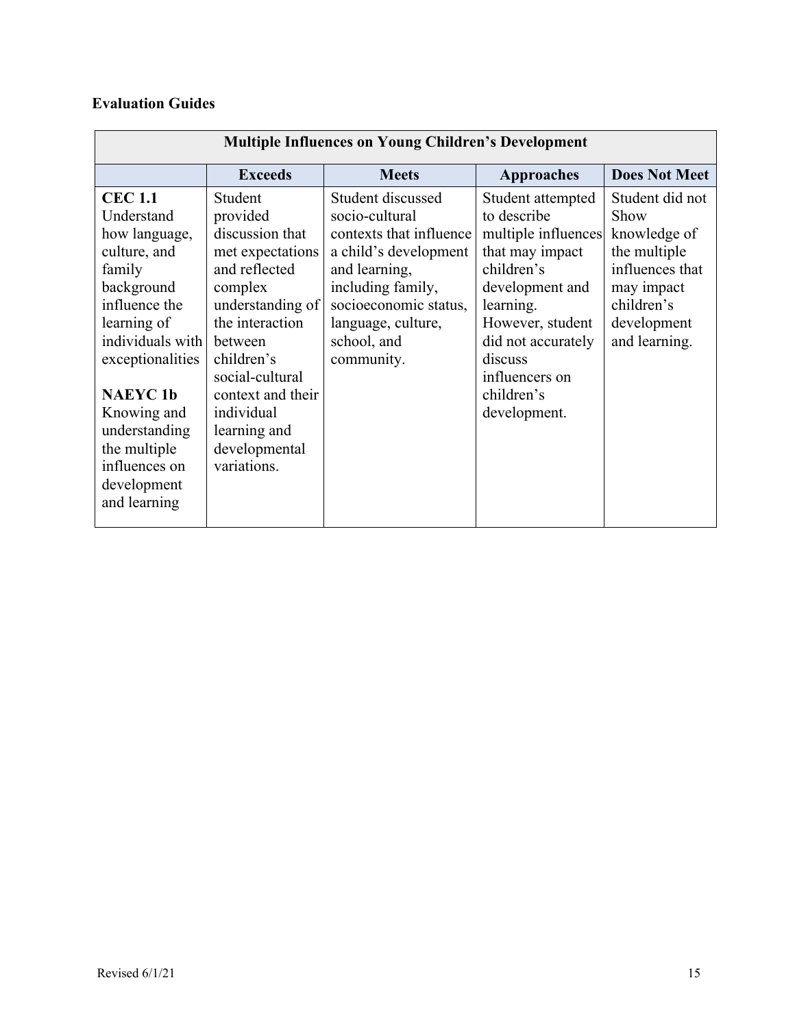**Evaluation Guides**

| Multiple Influences on Young Children's Development | | | | |
|---|---|---|---|---|
| | **Exceeds** | **Meets** | **Approaches** | **Does Not Meet** |
| **CEC 1.1** Understand how language, culture, and family background influence the learning of individuals with exceptionalities<br><br>**NAEYC 1b** Knowing and understanding the multiple influences on development and learning | Student provided discussion that met expectations and reflected complex understanding of the interaction between children's social-cultural context and their individual learning and developmental variations. | Student discussed socio-cultural contexts that influence a child's development and learning, including family, socioeconomic status, language, culture, school, and community. | Student attempted to describe multiple influences that may impact children's development and learning. However, student did not accurately discuss influencers on children's development. | Student did not Show knowledge of the multiple influences that may impact children's development and learning. |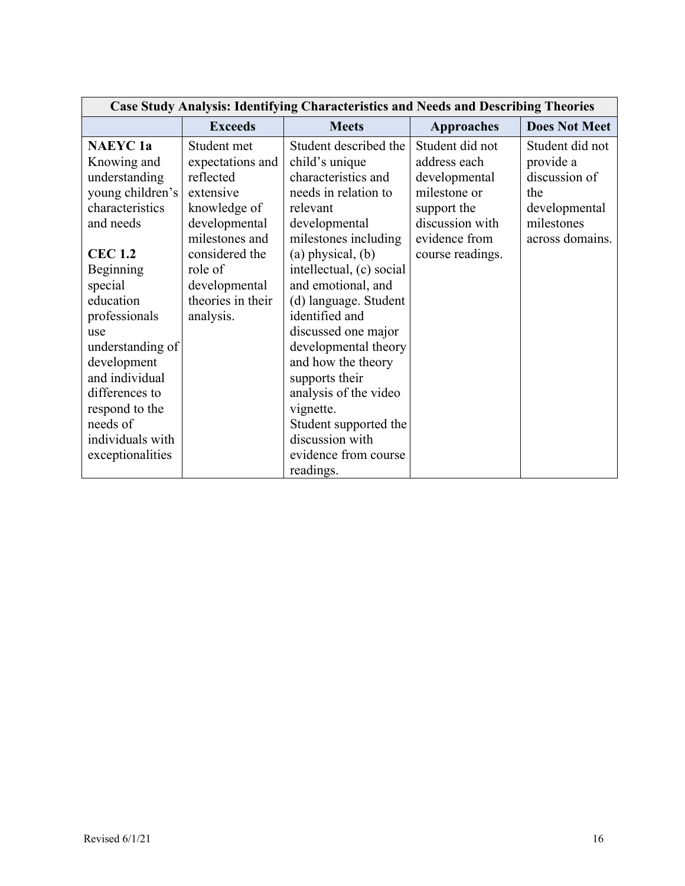| Case Study Analysis: Identifying Characteristics and Needs and Describing Theories | | | | |
|---|---|---|---|---|
| | **Exceeds** | **Meets** | **Approaches** | **Does Not Meet** |
| **NAEYC 1a** Knowing and understanding young children's characteristics and needs<br><br>**CEC 1.2** Beginning special education professionals use understanding of development and individual differences to respond to the needs of individuals with exceptionalities | Student met expectations and reflected extensive knowledge of developmental milestones and considered the role of developmental theories in their analysis. | Student described the child's unique characteristics and needs in relation to relevant developmental milestones including (a) physical, (b) intellectual, (c) social and emotional, and (d) language. Student identified and discussed one major developmental theory and how the theory supports their analysis of the video vignette.<br>Student supported the discussion with evidence from course readings. | Student did not address each developmental milestone or support the discussion with evidence from course readings. | Student did not provide a discussion of the developmental milestones across domains. |